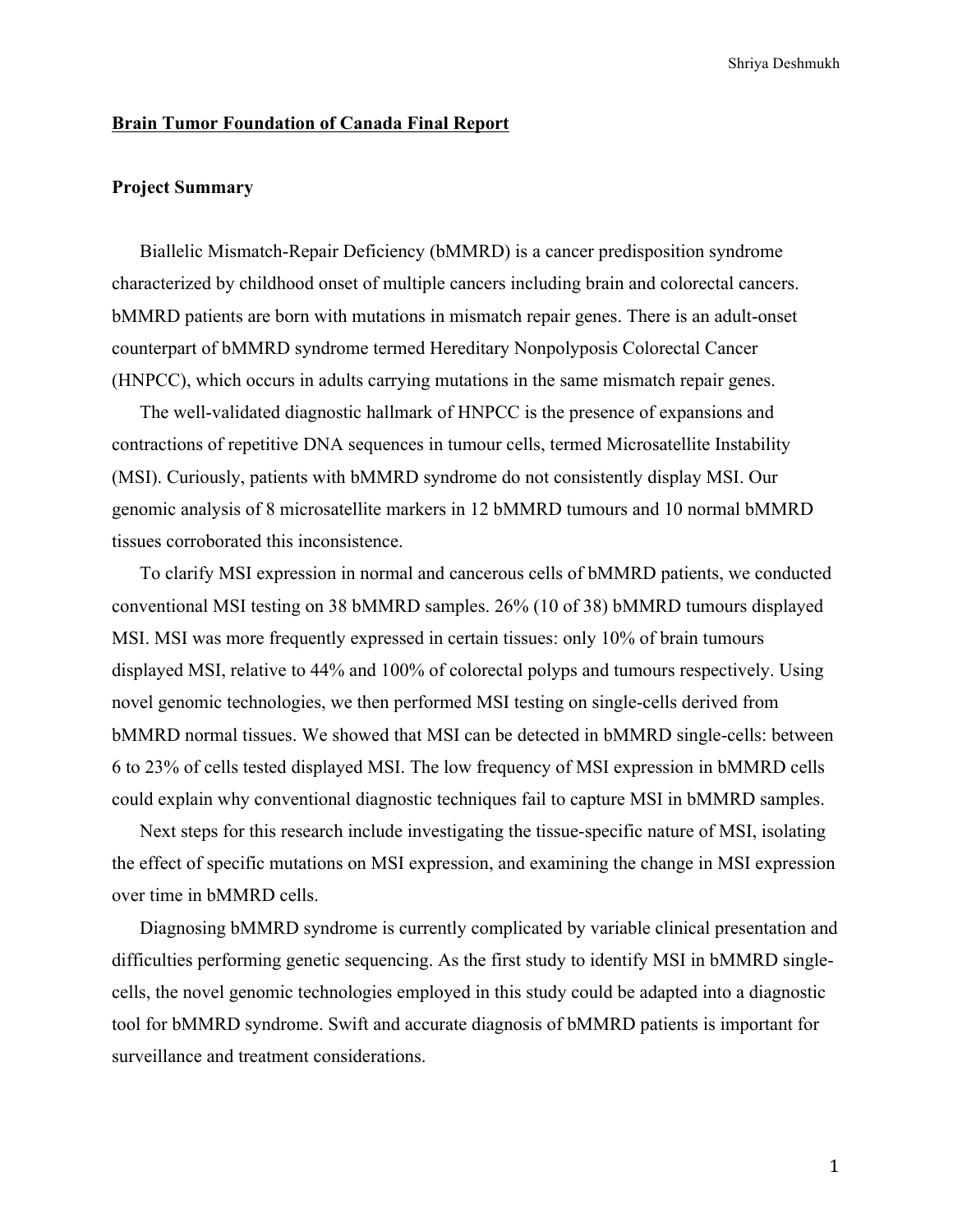# Brain Tumor Foundation of Canada Final Report

## Project Summary

Biallelic Mismatch-Repair Deficiency (bMMRD) is a cancer predisposition syndrome characterized by childhood onset of multiple cancers including brain and colorectal cancers. bMMRD patients are born with mutations in mismatch repair genes. There is an adult-onset counterpart of bMMRD syndrome termed Hereditary Nonpolyposis Colorectal Cancer (HNPCC), which occurs in adults carrying mutations in the same mismatch repair genes.

The well-validated diagnostic hallmark of HNPCC is the presence of expansions and contractions of repetitive DNA sequences in tumour cells, termed Microsatellite Instability (MSI). Curiously, patients with bMMRD syndrome do not consistently display MSI. Our genomic analysis of 8 microsatellite markers in 12 bMMRD tumours and 10 normal bMMRD tissues corroborated this inconsistence.

To clarify MSI expression in normal and cancerous cells of bMMRD patients, we conducted conventional MSI testing on 38 bMMRD samples. 26% (10 of 38) bMMRD tumours displayed MSI. MSI was more frequently expressed in certain tissues: only 10% of brain tumours displayed MSI, relative to 44% and 100% of colorectal polyps and tumours respectively. Using novel genomic technologies, we then performed MSI testing on single-cells derived from bMMRD normal tissues. We showed that MSI can be detected in bMMRD single-cells: between 6 to 23% of cells tested displayed MSI. The low frequency of MSI expression in bMMRD cells could explain why conventional diagnostic techniques fail to capture MSI in bMMRD samples.

Next steps for this research include investigating the tissue-specific nature of MSI, isolating the effect of specific mutations on MSI expression, and examining the change in MSI expression over time in bMMRD cells.

Diagnosing bMMRD syndrome is currently complicated by variable clinical presentation and difficulties performing genetic sequencing. As the first study to identify MSI in bMMRD single-cells, the novel genomic technologies employed in this study could be adapted into a diagnostic tool for bMMRD syndrome. Swift and accurate diagnosis of bMMRD patients is important for surveillance and treatment considerations.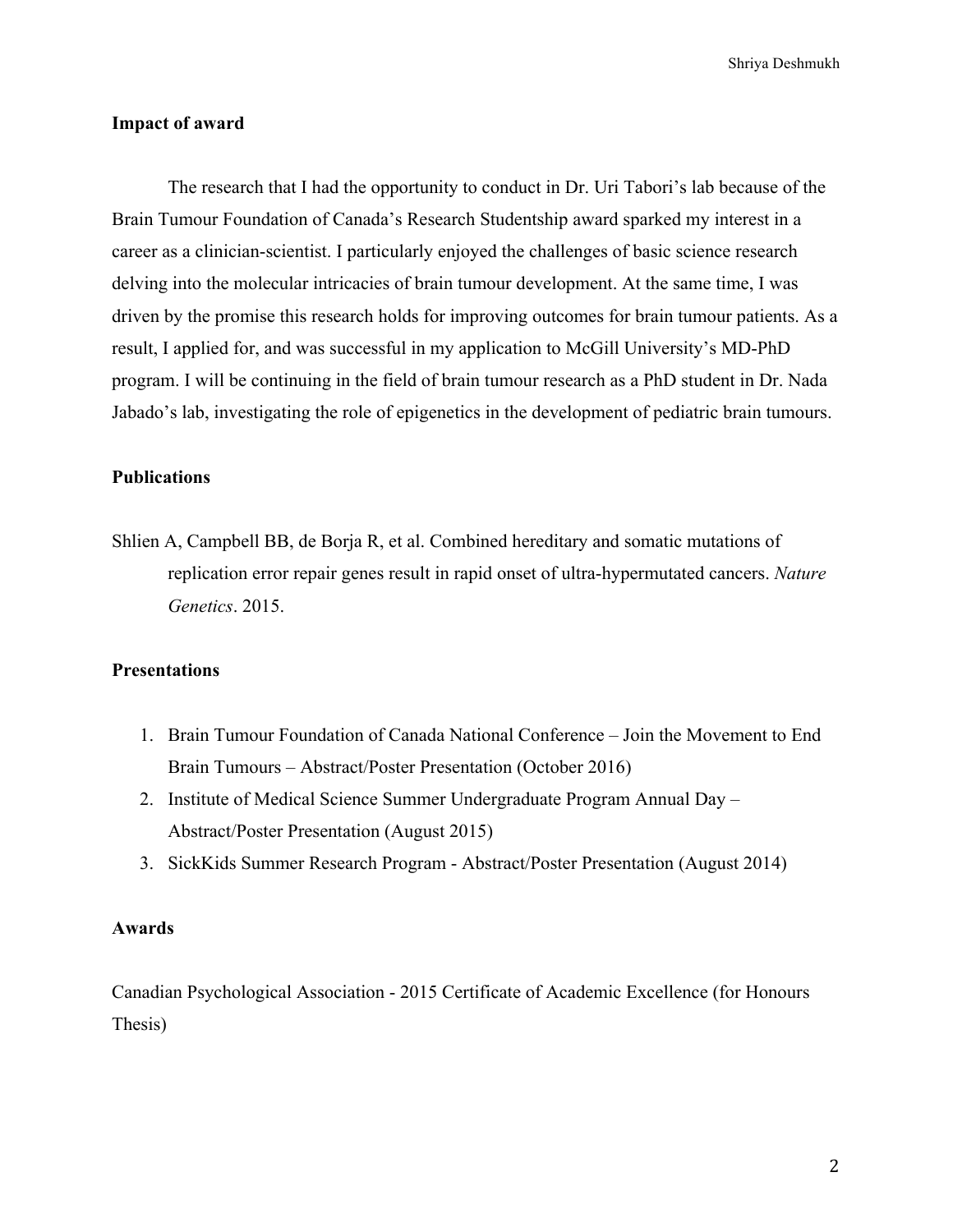**Impact of award**

The research that I had the opportunity to conduct in Dr. Uri Tabori's lab because of the Brain Tumour Foundation of Canada's Research Studentship award sparked my interest in a career as a clinician-scientist. I particularly enjoyed the challenges of basic science research delving into the molecular intricacies of brain tumour development. At the same time, I was driven by the promise this research holds for improving outcomes for brain tumour patients. As a result, I applied for, and was successful in my application to McGill University's MD-PhD program. I will be continuing in the field of brain tumour research as a PhD student in Dr. Nada Jabado's lab, investigating the role of epigenetics in the development of pediatric brain tumours.

**Publications**

Shlien A, Campbell BB, de Borja R, et al. Combined hereditary and somatic mutations of replication error repair genes result in rapid onset of ultra-hypermutated cancers. *Nature Genetics*. 2015.

**Presentations**

1. Brain Tumour Foundation of Canada National Conference – Join the Movement to End Brain Tumours – Abstract/Poster Presentation (October 2016)
2. Institute of Medical Science Summer Undergraduate Program Annual Day – Abstract/Poster Presentation (August 2015)
3. SickKids Summer Research Program - Abstract/Poster Presentation (August 2014)

**Awards**

Canadian Psychological Association - 2015 Certificate of Academic Excellence (for Honours Thesis)